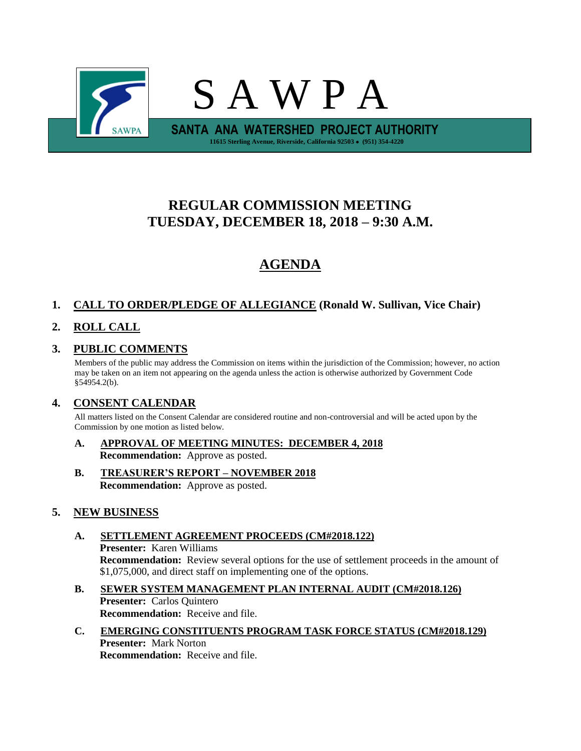# S A W P A

**SANTA ANA WATERSHED PROJECT AUTHORITY**

**11615 Sterling Avenue, Riverside, California 92503 • (951) 354-4220**

## REGULAR COMMISSION MEETING
## TUESDAY, DECEMBER 18, 2018 – 9:30 A.M.

# AGENDA

**1. CALL TO ORDER/PLEDGE OF ALLEGIANCE (Ronald W. Sullivan, Vice Chair)**

**2. ROLL CALL**

**3. PUBLIC COMMENTS**

Members of the public may address the Commission on items within the jurisdiction of the Commission; however, no action may be taken on an item not appearing on the agenda unless the action is otherwise authorized by Government Code §54954.2(b).

**4. CONSENT CALENDAR**

All matters listed on the Consent Calendar are considered routine and non-controversial and will be acted upon by the Commission by one motion as listed below.

**A. APPROVAL OF MEETING MINUTES: DECEMBER 4, 2018**
**Recommendation:** Approve as posted.

**B. TREASURER'S REPORT – NOVEMBER 2018**
**Recommendation:** Approve as posted.

**5. NEW BUSINESS**

**A. SETTLEMENT AGREEMENT PROCEEDS (CM#2018.122)**
**Presenter:** Karen Williams
**Recommendation:** Review several options for the use of settlement proceeds in the amount of $1,075,000, and direct staff on implementing one of the options.

**B. SEWER SYSTEM MANAGEMENT PLAN INTERNAL AUDIT (CM#2018.126)**
**Presenter:** Carlos Quintero
**Recommendation:** Receive and file.

**C. EMERGING CONSTITUENTS PROGRAM TASK FORCE STATUS (CM#2018.129)**
**Presenter:** Mark Norton
**Recommendation:** Receive and file.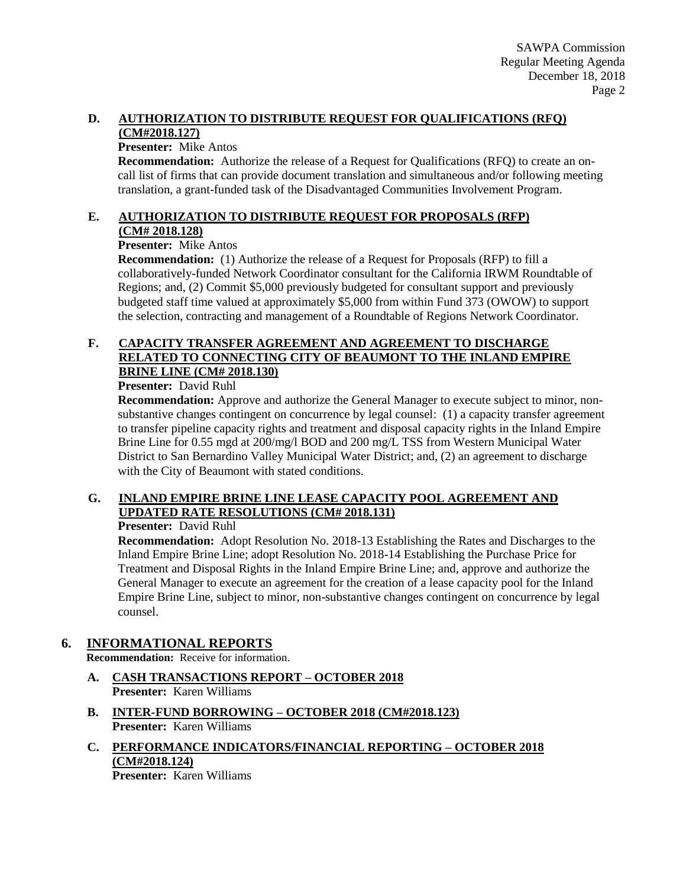**D. AUTHORIZATION TO DISTRIBUTE REQUEST FOR QUALIFICATIONS (RFQ) (CM#2018.127)**

**Presenter:** Mike Antos

**Recommendation:** Authorize the release of a Request for Qualifications (RFQ) to create an on-call list of firms that can provide document translation and simultaneous and/or following meeting translation, a grant-funded task of the Disadvantaged Communities Involvement Program.

**E. AUTHORIZATION TO DISTRIBUTE REQUEST FOR PROPOSALS (RFP) (CM# 2018.128)**

**Presenter:** Mike Antos

**Recommendation:** (1) Authorize the release of a Request for Proposals (RFP) to fill a collaboratively-funded Network Coordinator consultant for the California IRWM Roundtable of Regions; and, (2) Commit $5,000 previously budgeted for consultant support and previously budgeted staff time valued at approximately $5,000 from within Fund 373 (OWOW) to support the selection, contracting and management of a Roundtable of Regions Network Coordinator.

**F. CAPACITY TRANSFER AGREEMENT AND AGREEMENT TO DISCHARGE RELATED TO CONNECTING CITY OF BEAUMONT TO THE INLAND EMPIRE BRINE LINE (CM# 2018.130)**

**Presenter:** David Ruhl

**Recommendation:** Approve and authorize the General Manager to execute subject to minor, non-substantive changes contingent on concurrence by legal counsel: (1) a capacity transfer agreement to transfer pipeline capacity rights and treatment and disposal capacity rights in the Inland Empire Brine Line for 0.55 mgd at 200/mg/l BOD and 200 mg/L TSS from Western Municipal Water District to San Bernardino Valley Municipal Water District; and, (2) an agreement to discharge with the City of Beaumont with stated conditions.

**G. INLAND EMPIRE BRINE LINE LEASE CAPACITY POOL AGREEMENT AND UPDATED RATE RESOLUTIONS (CM# 2018.131)**

**Presenter:** David Ruhl

**Recommendation:** Adopt Resolution No. 2018-13 Establishing the Rates and Discharges to the Inland Empire Brine Line; adopt Resolution No. 2018-14 Establishing the Purchase Price for Treatment and Disposal Rights in the Inland Empire Brine Line; and, approve and authorize the General Manager to execute an agreement for the creation of a lease capacity pool for the Inland Empire Brine Line, subject to minor, non-substantive changes contingent on concurrence by legal counsel.

## 6. INFORMATIONAL REPORTS

**Recommendation:** Receive for information.

**A. CASH TRANSACTIONS REPORT – OCTOBER 2018**

**Presenter:** Karen Williams

**B. INTER-FUND BORROWING – OCTOBER 2018 (CM#2018.123)**

**Presenter:** Karen Williams

**C. PERFORMANCE INDICATORS/FINANCIAL REPORTING – OCTOBER 2018 (CM#2018.124)**

**Presenter:** Karen Williams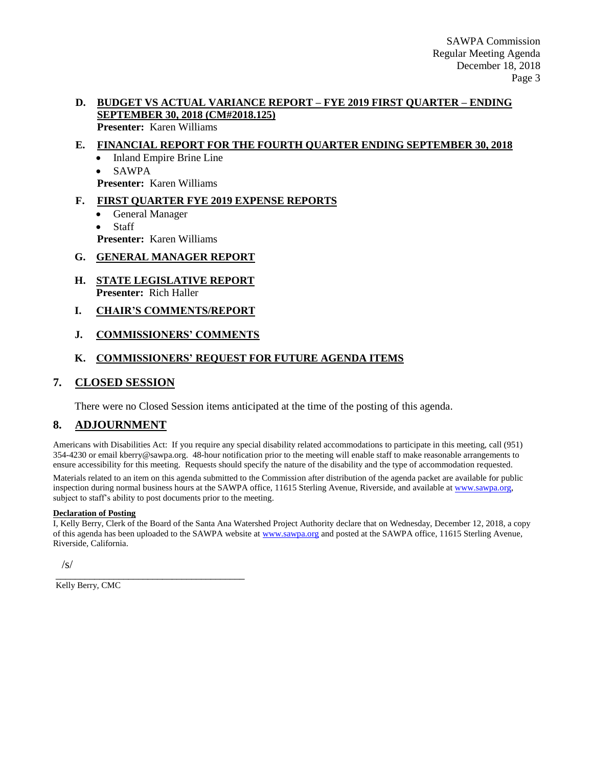**D. BUDGET VS ACTUAL VARIANCE REPORT – FYE 2019 FIRST QUARTER – ENDING SEPTEMBER 30, 2018 (CM#2018.125)**
**Presenter:** Karen Williams

**E. FINANCIAL REPORT FOR THE FOURTH QUARTER ENDING SEPTEMBER 30, 2018**

- Inland Empire Brine Line
- SAWPA

**Presenter:** Karen Williams

**F. FIRST QUARTER FYE 2019 EXPENSE REPORTS**

- General Manager
- Staff

**Presenter:** Karen Williams

**G. GENERAL MANAGER REPORT**

**H. STATE LEGISLATIVE REPORT**
**Presenter:** Rich Haller

**I. CHAIR'S COMMENTS/REPORT**

**J. COMMISSIONERS' COMMENTS**

**K. COMMISSIONERS' REQUEST FOR FUTURE AGENDA ITEMS**

## 7. CLOSED SESSION

There were no Closed Session items anticipated at the time of the posting of this agenda.

## 8. ADJOURNMENT

Americans with Disabilities Act: If you require any special disability related accommodations to participate in this meeting, call (951) 354-4230 or email kberry@sawpa.org. 48-hour notification prior to the meeting will enable staff to make reasonable arrangements to ensure accessibility for this meeting. Requests should specify the nature of the disability and the type of accommodation requested.

Materials related to an item on this agenda submitted to the Commission after distribution of the agenda packet are available for public inspection during normal business hours at the SAWPA office, 11615 Sterling Avenue, Riverside, and available at www.sawpa.org, subject to staff's ability to post documents prior to the meeting.

**Declaration of Posting**
I, Kelly Berry, Clerk of the Board of the Santa Ana Watershed Project Authority declare that on Wednesday, December 12, 2018, a copy of this agenda has been uploaded to the SAWPA website at www.sawpa.org and posted at the SAWPA office, 11615 Sterling Avenue, Riverside, California.

/s/
_______________________________________
Kelly Berry, CMC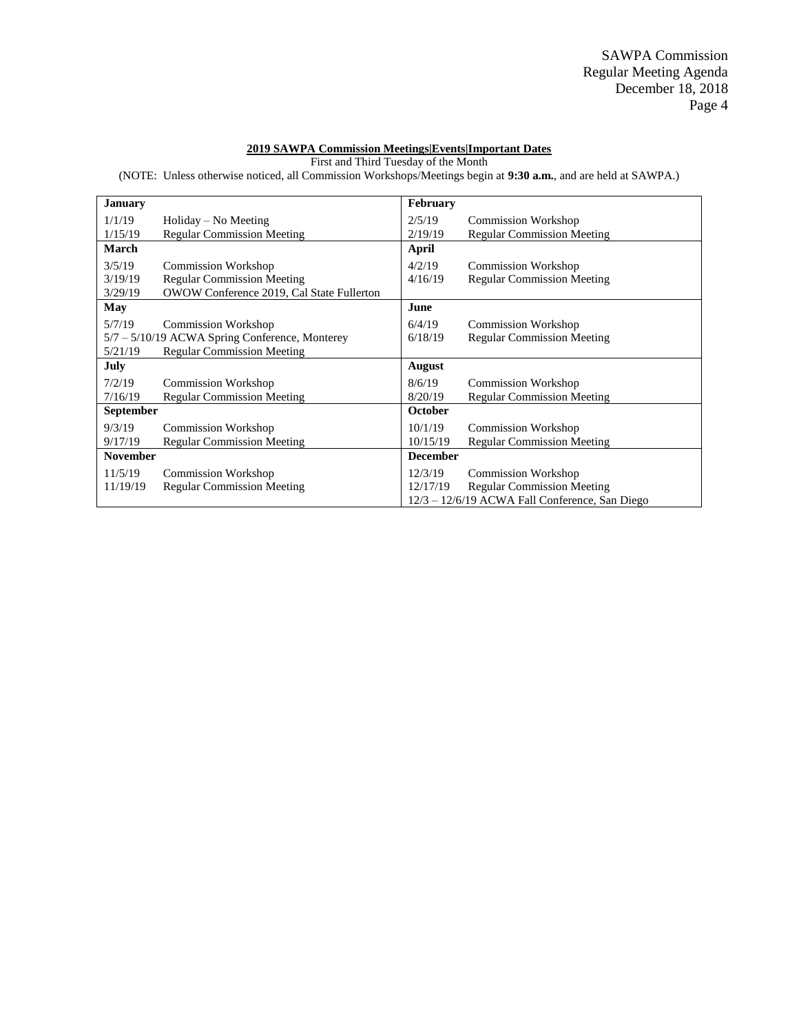**2019 SAWPA Commission Meetings|Events|Important Dates**

First and Third Tuesday of the Month

(NOTE: Unless otherwise noticed, all Commission Workshops/Meetings begin at **9:30 a.m.**, and are held at SAWPA.)

| | |
|---|---|
| **January** | **February** |
| 1/1/19 Holiday – No Meeting<br>1/15/19 Regular Commission Meeting | 2/5/19 Commission Workshop<br>2/19/19 Regular Commission Meeting |
| **March** | **April** |
| 3/5/19 Commission Workshop<br>3/19/19 Regular Commission Meeting<br>3/29/19 OWOW Conference 2019, Cal State Fullerton | 4/2/19 Commission Workshop<br>4/16/19 Regular Commission Meeting |
| **May** | **June** |
| 5/7/19 Commission Workshop<br>5/7 – 5/10/19 ACWA Spring Conference, Monterey<br>5/21/19 Regular Commission Meeting | 6/4/19 Commission Workshop<br>6/18/19 Regular Commission Meeting |
| **July** | **August** |
| 7/2/19 Commission Workshop<br>7/16/19 Regular Commission Meeting | 8/6/19 Commission Workshop<br>8/20/19 Regular Commission Meeting |
| **September** | **October** |
| 9/3/19 Commission Workshop<br>9/17/19 Regular Commission Meeting | 10/1/19 Commission Workshop<br>10/15/19 Regular Commission Meeting |
| **November** | **December** |
| 11/5/19 Commission Workshop<br>11/19/19 Regular Commission Meeting | 12/3/19 Commission Workshop<br>12/17/19 Regular Commission Meeting<br>12/3 – 12/6/19 ACWA Fall Conference, San Diego |